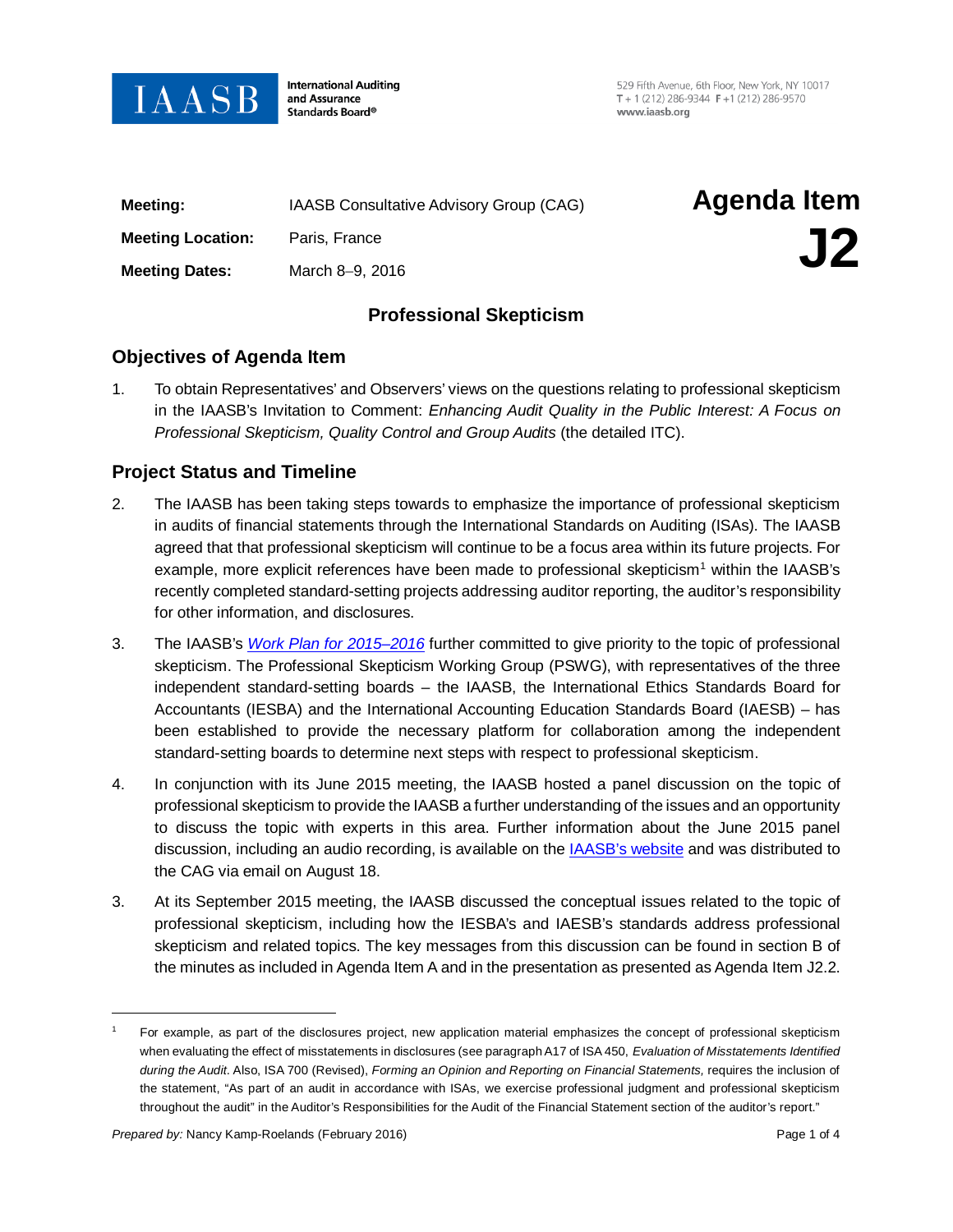**International Auditing and Assurance Standards Board®**

529 Fifth Avenue, 6th Floor, New York, NY 10017
T + 1 (212) 286-9344 F +1 (212) 286-9570
www.iaasb.org

| | |
|---|---|
| **Meeting:** | IAASB Consultative Advisory Group (CAG) |
| **Meeting Location:** | Paris, France |
| **Meeting Dates:** | March 8–9, 2016 |

# Agenda Item J2

## Professional Skepticism

### Objectives of Agenda Item

1. To obtain Representatives' and Observers' views on the questions relating to professional skepticism in the IAASB's Invitation to Comment: *Enhancing Audit Quality in the Public Interest: A Focus on Professional Skepticism, Quality Control and Group Audits* (the detailed ITC).

### Project Status and Timeline

2. The IAASB has been taking steps towards to emphasize the importance of professional skepticism in audits of financial statements through the International Standards on Auditing (ISAs). The IAASB agreed that that professional skepticism will continue to be a focus area within its future projects. For example, more explicit references have been made to professional skepticism[1] within the IAASB's recently completed standard-setting projects addressing auditor reporting, the auditor's responsibility for other information, and disclosures.

3. The IAASB's *Work Plan for 2015–2016* further committed to give priority to the topic of professional skepticism. The Professional Skepticism Working Group (PSWG), with representatives of the three independent standard-setting boards – the IAASB, the International Ethics Standards Board for Accountants (IESBA) and the International Accounting Education Standards Board (IAESB) – has been established to provide the necessary platform for collaboration among the independent standard-setting boards to determine next steps with respect to professional skepticism.

4. In conjunction with its June 2015 meeting, the IAASB hosted a panel discussion on the topic of professional skepticism to provide the IAASB a further understanding of the issues and an opportunity to discuss the topic with experts in this area. Further information about the June 2015 panel discussion, including an audio recording, is available on the IAASB's website and was distributed to the CAG via email on August 18.

3. At its September 2015 meeting, the IAASB discussed the conceptual issues related to the topic of professional skepticism, including how the IESBA's and IAESB's standards address professional skepticism and related topics. The key messages from this discussion can be found in section B of the minutes as included in Agenda Item A and in the presentation as presented as Agenda Item J2.2.

---

[1] For example, as part of the disclosures project, new application material emphasizes the concept of professional skepticism when evaluating the effect of misstatements in disclosures (see paragraph A17 of ISA 450, *Evaluation of Misstatements Identified during the Audit*. Also, ISA 700 (Revised), *Forming an Opinion and Reporting on Financial Statements,* requires the inclusion of the statement, "As part of an audit in accordance with ISAs, we exercise professional judgment and professional skepticism throughout the audit" in the Auditor's Responsibilities for the Audit of the Financial Statement section of the auditor's report."

*Prepared by:* Nancy Kamp-Roelands (February 2016)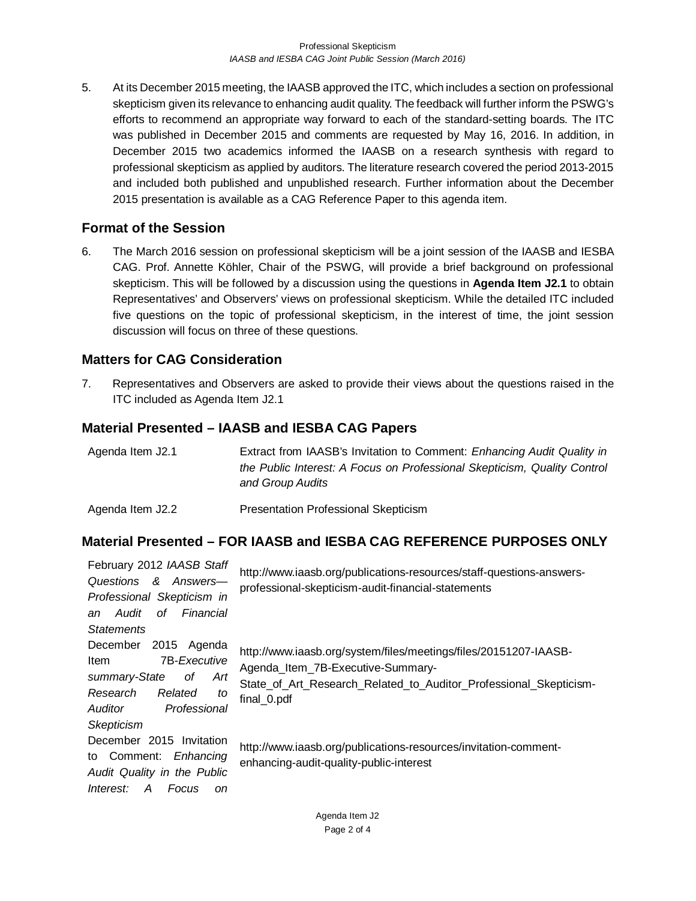5. At its December 2015 meeting, the IAASB approved the ITC, which includes a section on professional skepticism given its relevance to enhancing audit quality. The feedback will further inform the PSWG's efforts to recommend an appropriate way forward to each of the standard-setting boards. The ITC was published in December 2015 and comments are requested by May 16, 2016. In addition, in December 2015 two academics informed the IAASB on a research synthesis with regard to professional skepticism as applied by auditors. The literature research covered the period 2013-2015 and included both published and unpublished research. Further information about the December 2015 presentation is available as a CAG Reference Paper to this agenda item.

## Format of the Session

6. The March 2016 session on professional skepticism will be a joint session of the IAASB and IESBA CAG. Prof. Annette Köhler, Chair of the PSWG, will provide a brief background on professional skepticism. This will be followed by a discussion using the questions in **Agenda Item J2.1** to obtain Representatives' and Observers' views on professional skepticism. While the detailed ITC included five questions on the topic of professional skepticism, in the interest of time, the joint session discussion will focus on three of these questions.

## Matters for CAG Consideration

7. Representatives and Observers are asked to provide their views about the questions raised in the ITC included as Agenda Item J2.1

## Material Presented – IAASB and IESBA CAG Papers

| | |
|---|---|
| Agenda Item J2.1 | Extract from IAASB's Invitation to Comment: *Enhancing Audit Quality in the Public Interest: A Focus on Professional Skepticism, Quality Control and Group Audits* |
| Agenda Item J2.2 | Presentation Professional Skepticism |

## Material Presented – FOR IAASB and IESBA CAG REFERENCE PURPOSES ONLY

| | |
|---|---|
| February 2012 *IAASB Staff Questions & Answers—Professional Skepticism in an Audit of Financial Statements* | http://www.iaasb.org/publications-resources/staff-questions-answers-professional-skepticism-audit-financial-statements |
| December 2015 Agenda Item 7B-*Executive summary-State of Art Research Related to Auditor Professional Skepticism* | http://www.iaasb.org/system/files/meetings/files/20151207-IAASB-Agenda_Item_7B-Executive-Summary-State_of_Art_Research_Related_to_Auditor_Professional_Skepticism-final_0.pdf |
| December 2015 Invitation to Comment: *Enhancing Audit Quality in the Public Interest: A Focus on* | http://www.iaasb.org/publications-resources/invitation-comment-enhancing-audit-quality-public-interest |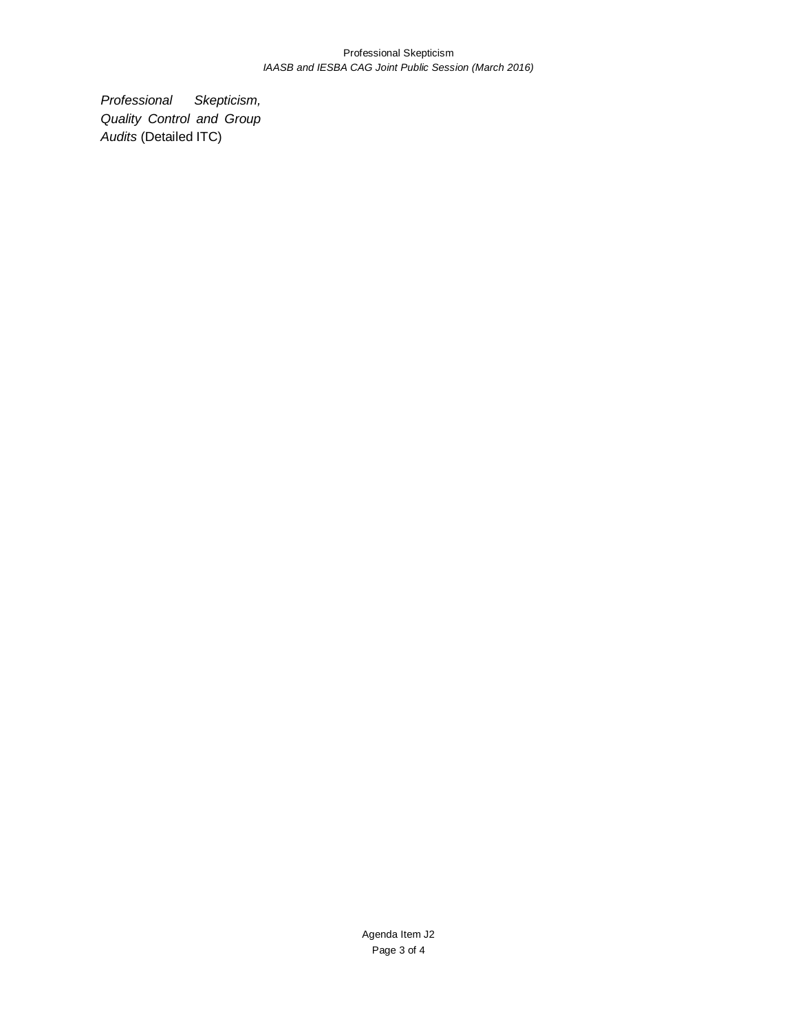*Professional Skepticism, Quality Control and Group Audits* (Detailed ITC)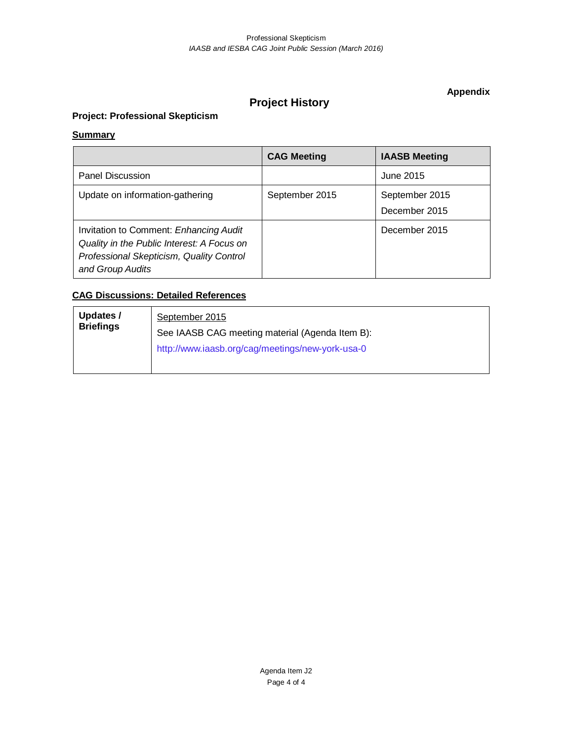**Appendix**

# Project History

**Project: Professional Skepticism**

**<u>Summary</u>**

| | CAG Meeting | IAASB Meeting |
|---|---|---|
| Panel Discussion | | June 2015 |
| Update on information-gathering | September 2015 | September 2015<br>December 2015 |
| Invitation to Comment: *Enhancing Audit Quality in the Public Interest: A Focus on Professional Skepticism, Quality Control and Group Audits* | | December 2015 |

**<u>CAG Discussions: Detailed References</u>**

| | |
|---|---|
| **Updates / Briefings** | <u>September 2015</u><br>See IAASB CAG meeting material (Agenda Item B):<br>http://www.iaasb.org/cag/meetings/new-york-usa-0 |